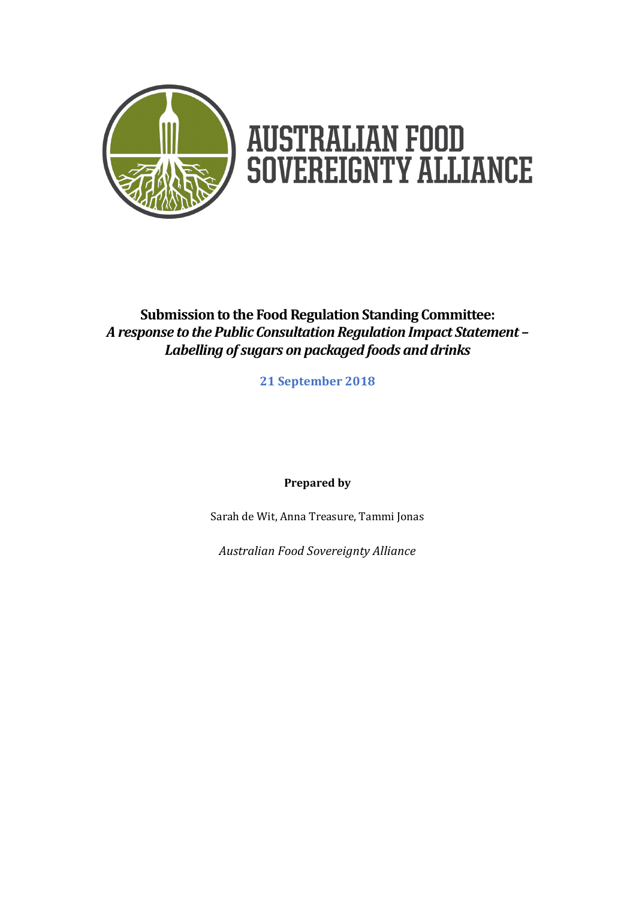# AUSTRALIAN FOOD SOVEREIGNTY ALLIANCE

**Submission to the Food Regulation Standing Committee:**
***A response to the Public Consultation Regulation Impact Statement – Labelling of sugars on packaged foods and drinks***

**21 September 2018**

**Prepared by**

Sarah de Wit, Anna Treasure, Tammi Jonas

*Australian Food Sovereignty Alliance*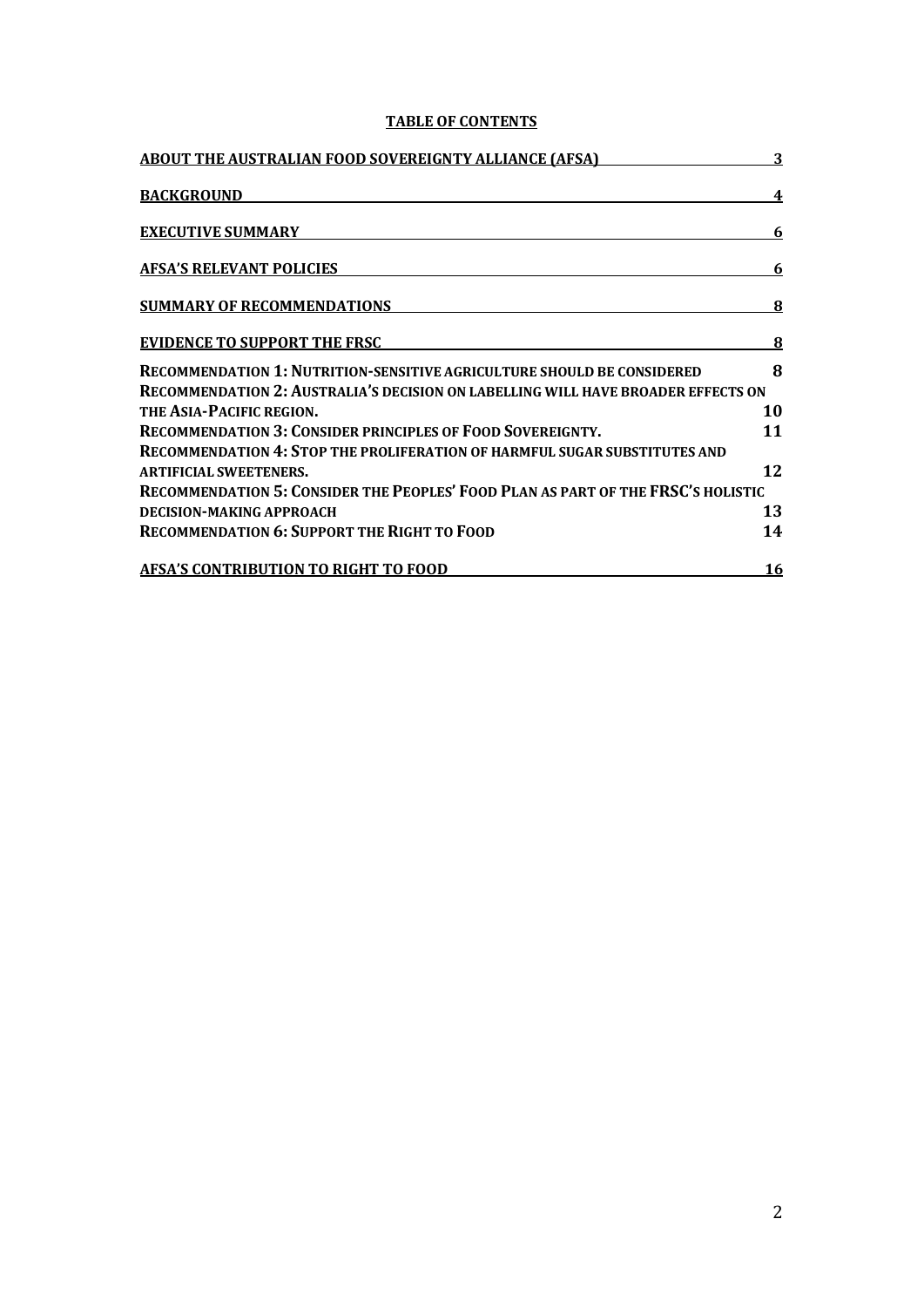**TABLE OF CONTENTS**

| | |
|---|---|
| ABOUT THE AUSTRALIAN FOOD SOVEREIGNTY ALLIANCE (AFSA) | 3 |
| BACKGROUND | 4 |
| EXECUTIVE SUMMARY | 6 |
| AFSA'S RELEVANT POLICIES | 6 |
| SUMMARY OF RECOMMENDATIONS | 8 |
| EVIDENCE TO SUPPORT THE FRSC | 8 |
| RECOMMENDATION 1: NUTRITION-SENSITIVE AGRICULTURE SHOULD BE CONSIDERED | 8 |
| RECOMMENDATION 2: AUSTRALIA'S DECISION ON LABELLING WILL HAVE BROADER EFFECTS ON THE ASIA-PACIFIC REGION. | 10 |
| RECOMMENDATION 3: CONSIDER PRINCIPLES OF FOOD SOVEREIGNTY. | 11 |
| RECOMMENDATION 4: STOP THE PROLIFERATION OF HARMFUL SUGAR SUBSTITUTES AND ARTIFICIAL SWEETENERS. | 12 |
| RECOMMENDATION 5: CONSIDER THE PEOPLES' FOOD PLAN AS PART OF THE FRSC'S HOLISTIC DECISION-MAKING APPROACH | 13 |
| RECOMMENDATION 6: SUPPORT THE RIGHT TO FOOD | 14 |
| AFSA'S CONTRIBUTION TO RIGHT TO FOOD | 16 |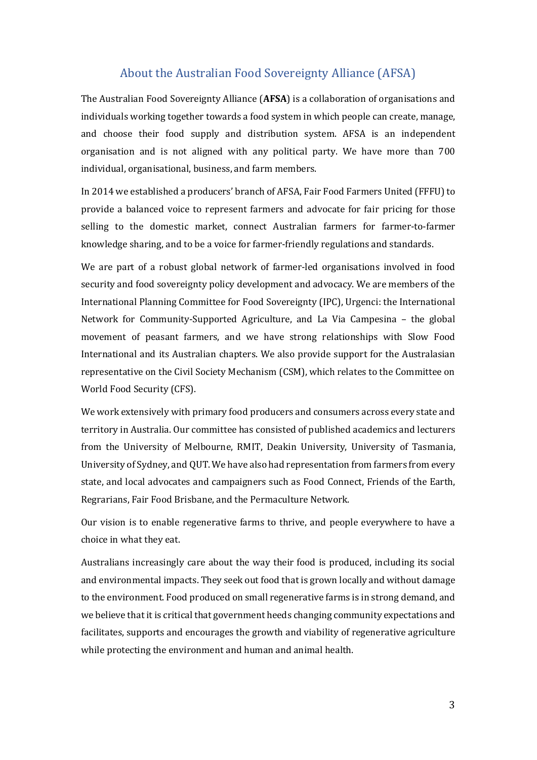## About the Australian Food Sovereignty Alliance (AFSA)

The Australian Food Sovereignty Alliance (**AFSA**) is a collaboration of organisations and individuals working together towards a food system in which people can create, manage, and choose their food supply and distribution system. AFSA is an independent organisation and is not aligned with any political party. We have more than 700 individual, organisational, business, and farm members.

In 2014 we established a producers' branch of AFSA, Fair Food Farmers United (FFFU) to provide a balanced voice to represent farmers and advocate for fair pricing for those selling to the domestic market, connect Australian farmers for farmer-to-farmer knowledge sharing, and to be a voice for farmer-friendly regulations and standards.

We are part of a robust global network of farmer-led organisations involved in food security and food sovereignty policy development and advocacy. We are members of the International Planning Committee for Food Sovereignty (IPC), Urgenci: the International Network for Community-Supported Agriculture, and La Via Campesina – the global movement of peasant farmers, and we have strong relationships with Slow Food International and its Australian chapters. We also provide support for the Australasian representative on the Civil Society Mechanism (CSM), which relates to the Committee on World Food Security (CFS).

We work extensively with primary food producers and consumers across every state and territory in Australia. Our committee has consisted of published academics and lecturers from the University of Melbourne, RMIT, Deakin University, University of Tasmania, University of Sydney, and QUT. We have also had representation from farmers from every state, and local advocates and campaigners such as Food Connect, Friends of the Earth, Regrarians, Fair Food Brisbane, and the Permaculture Network.

Our vision is to enable regenerative farms to thrive, and people everywhere to have a choice in what they eat.

Australians increasingly care about the way their food is produced, including its social and environmental impacts. They seek out food that is grown locally and without damage to the environment. Food produced on small regenerative farms is in strong demand, and we believe that it is critical that government heeds changing community expectations and facilitates, supports and encourages the growth and viability of regenerative agriculture while protecting the environment and human and animal health.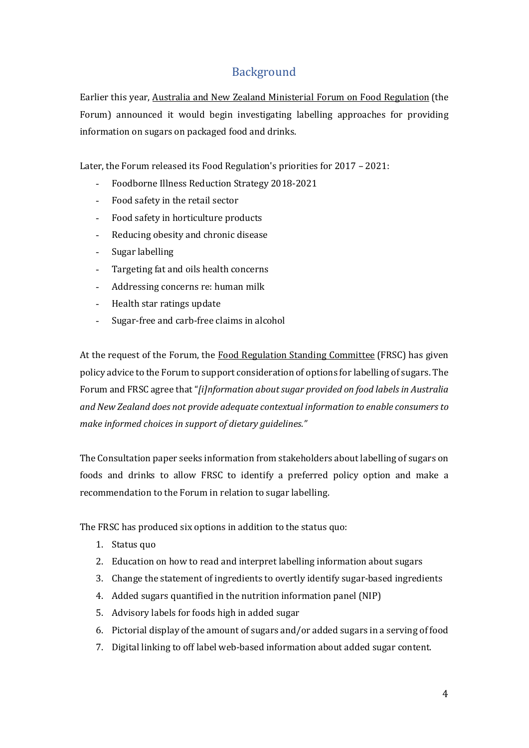## Background

Earlier this year, Australia and New Zealand Ministerial Forum on Food Regulation (the Forum) announced it would begin investigating labelling approaches for providing information on sugars on packaged food and drinks.

Later, the Forum released its Food Regulation's priorities for 2017 – 2021:

- Foodborne Illness Reduction Strategy 2018-2021
- Food safety in the retail sector
- Food safety in horticulture products
- Reducing obesity and chronic disease
- Sugar labelling
- Targeting fat and oils health concerns
- Addressing concerns re: human milk
- Health star ratings update
- Sugar-free and carb-free claims in alcohol

At the request of the Forum, the Food Regulation Standing Committee (FRSC) has given policy advice to the Forum to support consideration of options for labelling of sugars. The Forum and FRSC agree that "*[i]nformation about sugar provided on food labels in Australia and New Zealand does not provide adequate contextual information to enable consumers to make informed choices in support of dietary guidelines.*"

The Consultation paper seeks information from stakeholders about labelling of sugars on foods and drinks to allow FRSC to identify a preferred policy option and make a recommendation to the Forum in relation to sugar labelling.

The FRSC has produced six options in addition to the status quo:

1. Status quo
2. Education on how to read and interpret labelling information about sugars
3. Change the statement of ingredients to overtly identify sugar-based ingredients
4. Added sugars quantified in the nutrition information panel (NIP)
5. Advisory labels for foods high in added sugar
6. Pictorial display of the amount of sugars and/or added sugars in a serving of food
7. Digital linking to off label web-based information about added sugar content.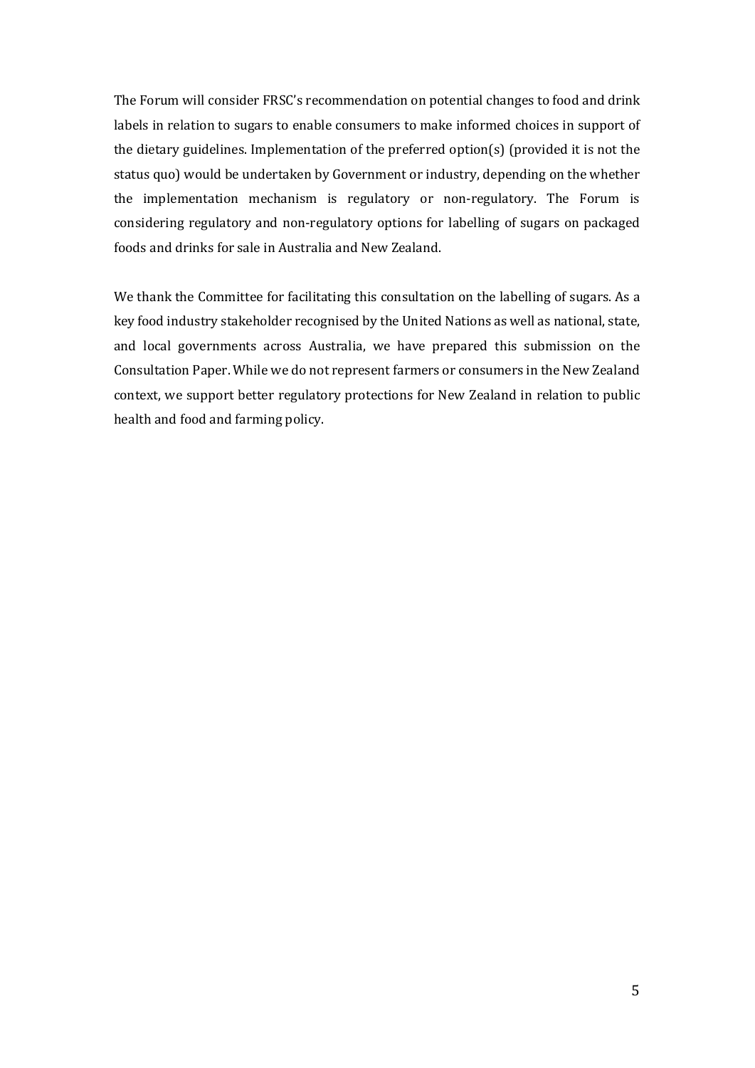The Forum will consider FRSC's recommendation on potential changes to food and drink labels in relation to sugars to enable consumers to make informed choices in support of the dietary guidelines. Implementation of the preferred option(s) (provided it is not the status quo) would be undertaken by Government or industry, depending on the whether the implementation mechanism is regulatory or non-regulatory. The Forum is considering regulatory and non-regulatory options for labelling of sugars on packaged foods and drinks for sale in Australia and New Zealand.

We thank the Committee for facilitating this consultation on the labelling of sugars. As a key food industry stakeholder recognised by the United Nations as well as national, state, and local governments across Australia, we have prepared this submission on the Consultation Paper. While we do not represent farmers or consumers in the New Zealand context, we support better regulatory protections for New Zealand in relation to public health and food and farming policy.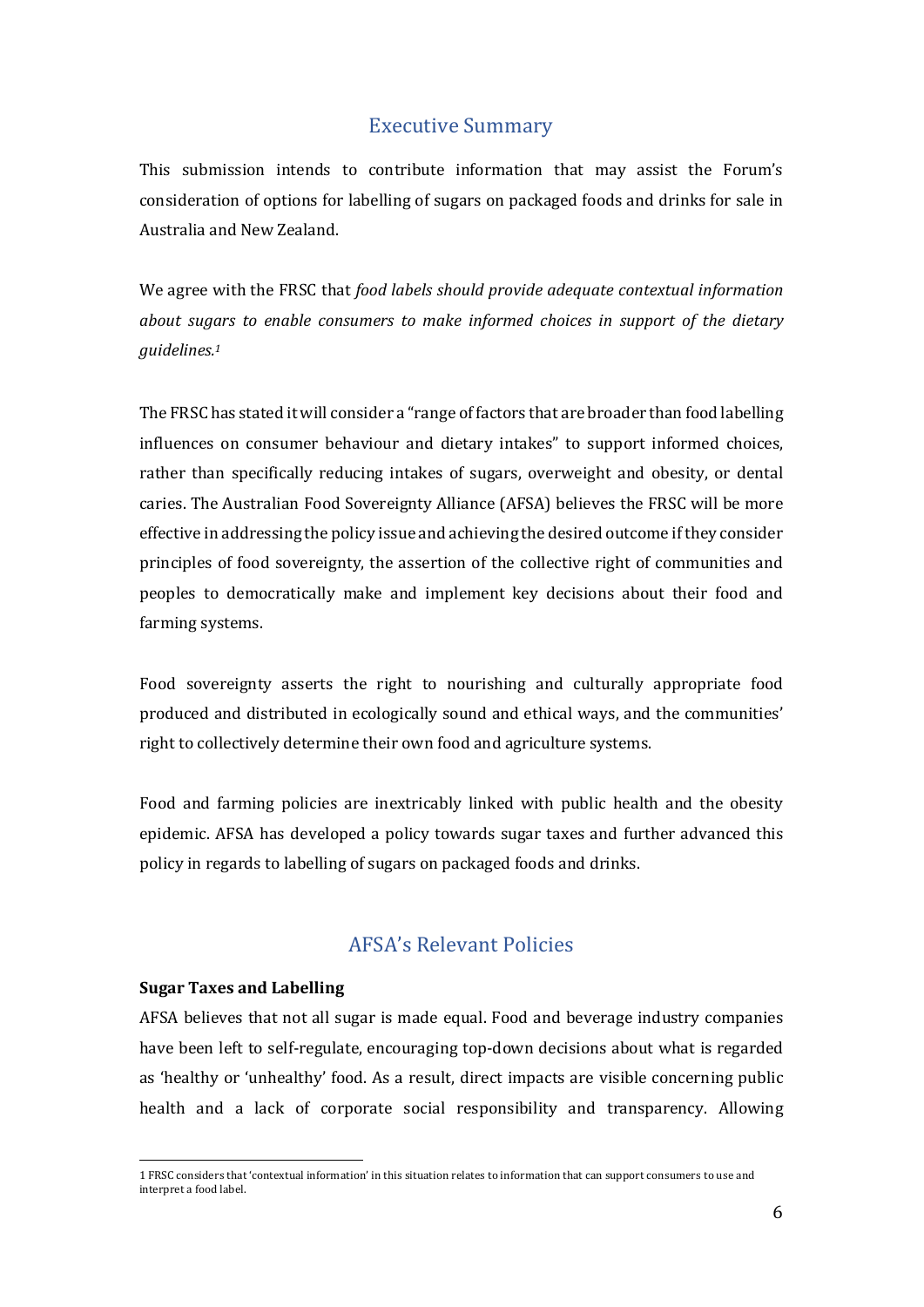## Executive Summary

This submission intends to contribute information that may assist the Forum's consideration of options for labelling of sugars on packaged foods and drinks for sale in Australia and New Zealand.

We agree with the FRSC that *food labels should provide adequate contextual information about sugars to enable consumers to make informed choices in support of the dietary guidelines.*[1]

The FRSC has stated it will consider a "range of factors that are broader than food labelling influences on consumer behaviour and dietary intakes" to support informed choices, rather than specifically reducing intakes of sugars, overweight and obesity, or dental caries. The Australian Food Sovereignty Alliance (AFSA) believes the FRSC will be more effective in addressing the policy issue and achieving the desired outcome if they consider principles of food sovereignty, the assertion of the collective right of communities and peoples to democratically make and implement key decisions about their food and farming systems.

Food sovereignty asserts the right to nourishing and culturally appropriate food produced and distributed in ecologically sound and ethical ways, and the communities' right to collectively determine their own food and agriculture systems.

Food and farming policies are inextricably linked with public health and the obesity epidemic. AFSA has developed a policy towards sugar taxes and further advanced this policy in regards to labelling of sugars on packaged foods and drinks.

## AFSA's Relevant Policies

**Sugar Taxes and Labelling**

AFSA believes that not all sugar is made equal. Food and beverage industry companies have been left to self-regulate, encouraging top-down decisions about what is regarded as 'healthy or 'unhealthy' food. As a result, direct impacts are visible concerning public health and a lack of corporate social responsibility and transparency. Allowing

[1] FRSC considers that 'contextual information' in this situation relates to information that can support consumers to use and interpret a food label.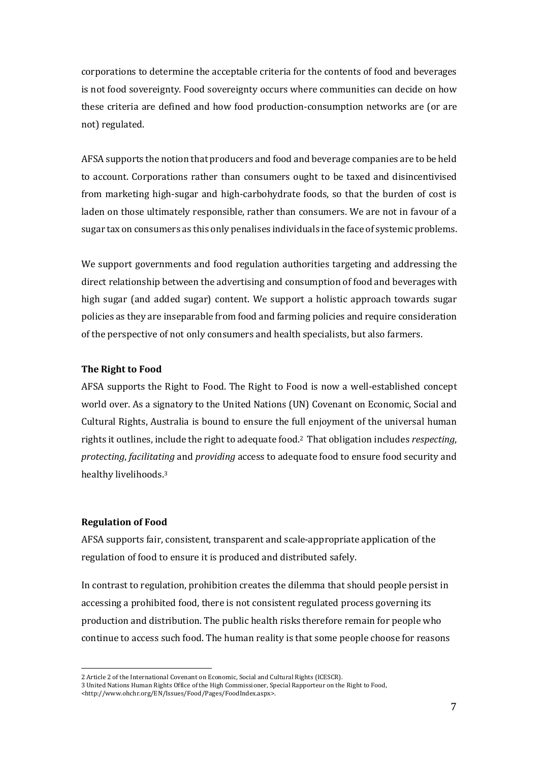corporations to determine the acceptable criteria for the contents of food and beverages is not food sovereignty. Food sovereignty occurs where communities can decide on how these criteria are defined and how food production-consumption networks are (or are not) regulated.

AFSA supports the notion that producers and food and beverage companies are to be held to account. Corporations rather than consumers ought to be taxed and disincentivised from marketing high-sugar and high-carbohydrate foods, so that the burden of cost is laden on those ultimately responsible, rather than consumers. We are not in favour of a sugar tax on consumers as this only penalises individuals in the face of systemic problems.

We support governments and food regulation authorities targeting and addressing the direct relationship between the advertising and consumption of food and beverages with high sugar (and added sugar) content. We support a holistic approach towards sugar policies as they are inseparable from food and farming policies and require consideration of the perspective of not only consumers and health specialists, but also farmers.

**The Right to Food**

AFSA supports the Right to Food. The Right to Food is now a well-established concept world over. As a signatory to the United Nations (UN) Covenant on Economic, Social and Cultural Rights, Australia is bound to ensure the full enjoyment of the universal human rights it outlines, include the right to adequate food.[2] That obligation includes *respecting*, *protecting*, *facilitating* and *providing* access to adequate food to ensure food security and healthy livelihoods.[3]

**Regulation of Food**

AFSA supports fair, consistent, transparent and scale-appropriate application of the regulation of food to ensure it is produced and distributed safely.

In contrast to regulation, prohibition creates the dilemma that should people persist in accessing a prohibited food, there is not consistent regulated process governing its production and distribution. The public health risks therefore remain for people who continue to access such food. The human reality is that some people choose for reasons

---

2 Article 2 of the International Covenant on Economic, Social and Cultural Rights (ICESCR).

3 United Nations Human Rights Office of the High Commissioner, Special Rapporteur on the Right to Food, <http://www.ohchr.org/EN/Issues/Food/Pages/FoodIndex.aspx>.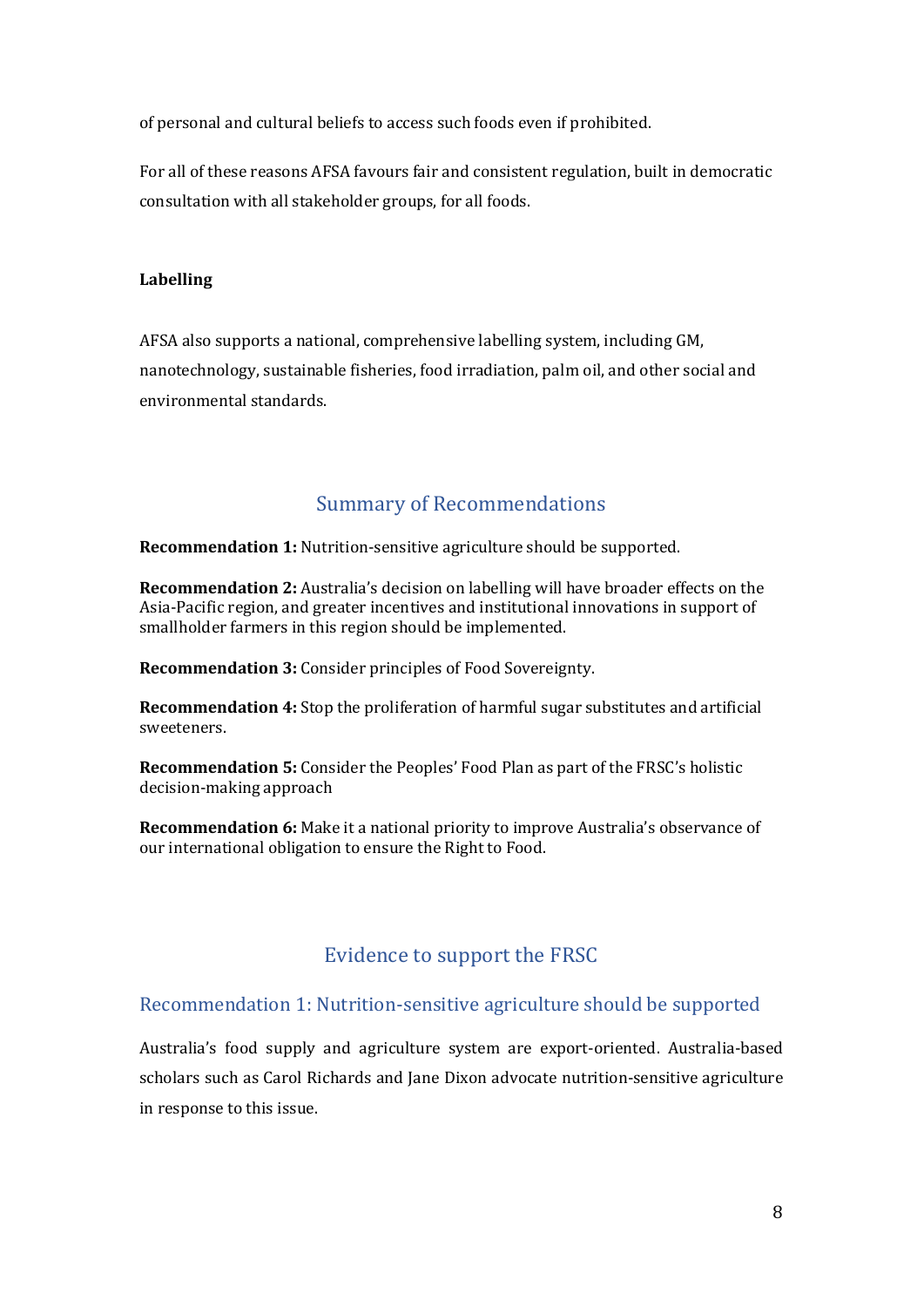of personal and cultural beliefs to access such foods even if prohibited.

For all of these reasons AFSA favours fair and consistent regulation, built in democratic consultation with all stakeholder groups, for all foods.

**Labelling**

AFSA also supports a national, comprehensive labelling system, including GM, nanotechnology, sustainable fisheries, food irradiation, palm oil, and other social and environmental standards.

## Summary of Recommendations

**Recommendation 1:** Nutrition-sensitive agriculture should be supported.

**Recommendation 2:** Australia's decision on labelling will have broader effects on the Asia-Pacific region, and greater incentives and institutional innovations in support of smallholder farmers in this region should be implemented.

**Recommendation 3:** Consider principles of Food Sovereignty.

**Recommendation 4:** Stop the proliferation of harmful sugar substitutes and artificial sweeteners.

**Recommendation 5:** Consider the Peoples' Food Plan as part of the FRSC's holistic decision-making approach

**Recommendation 6:** Make it a national priority to improve Australia's observance of our international obligation to ensure the Right to Food.

## Evidence to support the FRSC

### Recommendation 1: Nutrition-sensitive agriculture should be supported

Australia's food supply and agriculture system are export-oriented. Australia-based scholars such as Carol Richards and Jane Dixon advocate nutrition-sensitive agriculture in response to this issue.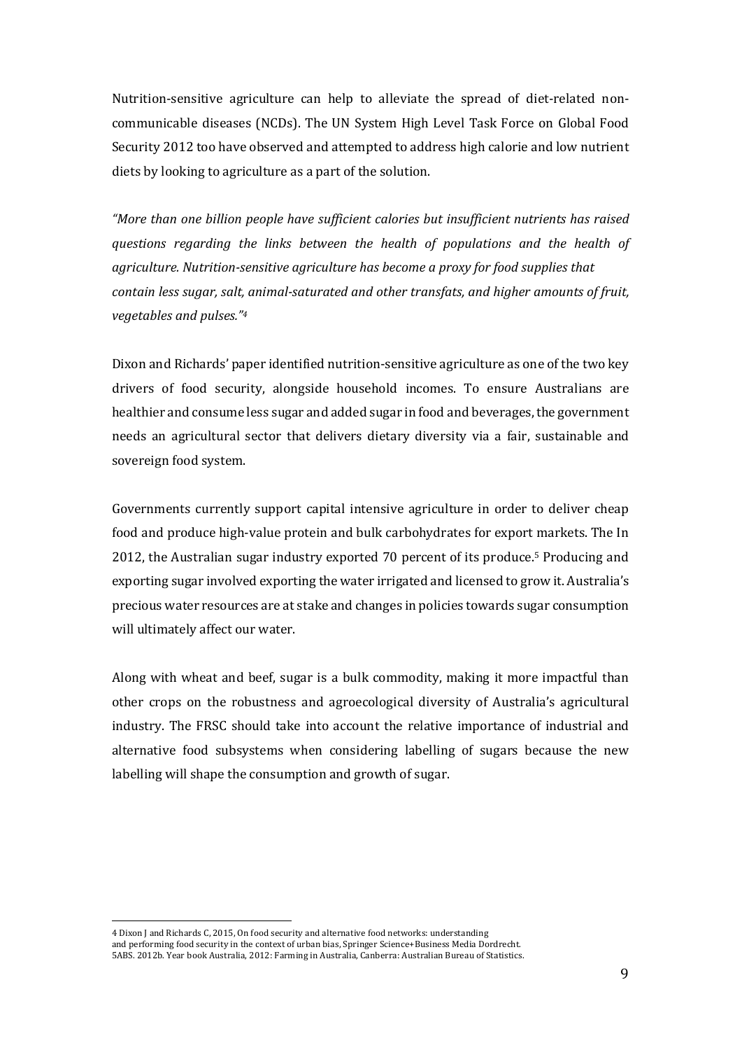Nutrition-sensitive agriculture can help to alleviate the spread of diet-related non-communicable diseases (NCDs). The UN System High Level Task Force on Global Food Security 2012 too have observed and attempted to address high calorie and low nutrient diets by looking to agriculture as a part of the solution.

*"More than one billion people have sufficient calories but insufficient nutrients has raised questions regarding the links between the health of populations and the health of agriculture. Nutrition-sensitive agriculture has become a proxy for food supplies that contain less sugar, salt, animal-saturated and other transfats, and higher amounts of fruit, vegetables and pulses."*[4]

Dixon and Richards' paper identified nutrition-sensitive agriculture as one of the two key drivers of food security, alongside household incomes. To ensure Australians are healthier and consume less sugar and added sugar in food and beverages, the government needs an agricultural sector that delivers dietary diversity via a fair, sustainable and sovereign food system.

Governments currently support capital intensive agriculture in order to deliver cheap food and produce high-value protein and bulk carbohydrates for export markets. The In 2012, the Australian sugar industry exported 70 percent of its produce.[5] Producing and exporting sugar involved exporting the water irrigated and licensed to grow it. Australia's precious water resources are at stake and changes in policies towards sugar consumption will ultimately affect our water.

Along with wheat and beef, sugar is a bulk commodity, making it more impactful than other crops on the robustness and agroecological diversity of Australia's agricultural industry. The FRSC should take into account the relative importance of industrial and alternative food subsystems when considering labelling of sugars because the new labelling will shape the consumption and growth of sugar.

---

4 Dixon J and Richards C, 2015, On food security and alternative food networks: understanding and performing food security in the context of urban bias, Springer Science+Business Media Dordrecht.
5ABS. 2012b. Year book Australia, 2012: Farming in Australia, Canberra: Australian Bureau of Statistics.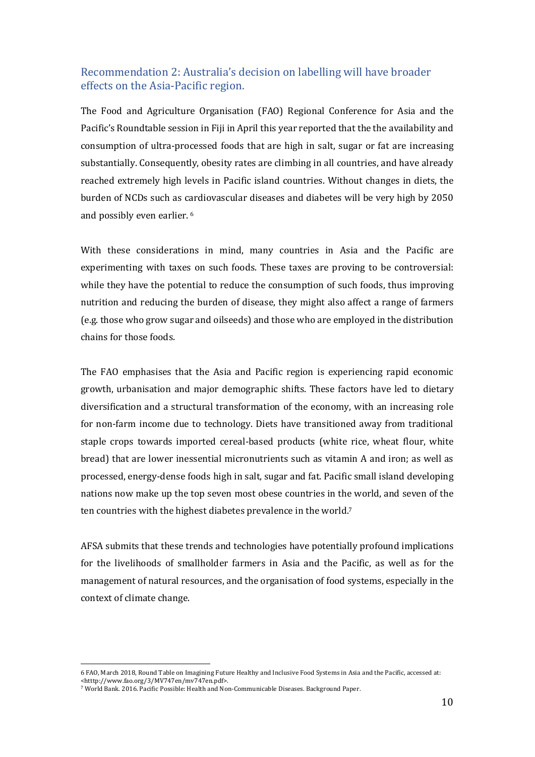## Recommendation 2: Australia's decision on labelling will have broader effects on the Asia-Pacific region.

The Food and Agriculture Organisation (FAO) Regional Conference for Asia and the Pacific's Roundtable session in Fiji in April this year reported that the the availability and consumption of ultra-processed foods that are high in salt, sugar or fat are increasing substantially. Consequently, obesity rates are climbing in all countries, and have already reached extremely high levels in Pacific island countries. Without changes in diets, the burden of NCDs such as cardiovascular diseases and diabetes will be very high by 2050 and possibly even earlier. [6]

With these considerations in mind, many countries in Asia and the Pacific are experimenting with taxes on such foods. These taxes are proving to be controversial: while they have the potential to reduce the consumption of such foods, thus improving nutrition and reducing the burden of disease, they might also affect a range of farmers (e.g. those who grow sugar and oilseeds) and those who are employed in the distribution chains for those foods.

The FAO emphasises that the Asia and Pacific region is experiencing rapid economic growth, urbanisation and major demographic shifts. These factors have led to dietary diversification and a structural transformation of the economy, with an increasing role for non-farm income due to technology. Diets have transitioned away from traditional staple crops towards imported cereal-based products (white rice, wheat flour, white bread) that are lower inessential micronutrients such as vitamin A and iron; as well as processed, energy-dense foods high in salt, sugar and fat. Pacific small island developing nations now make up the top seven most obese countries in the world, and seven of the ten countries with the highest diabetes prevalence in the world.[7]

AFSA submits that these trends and technologies have potentially profound implications for the livelihoods of smallholder farmers in Asia and the Pacific, as well as for the management of natural resources, and the organisation of food systems, especially in the context of climate change.

---

6 FAO, March 2018, Round Table on Imagining Future Healthy and Inclusive Food Systems in Asia and the Pacific, accessed at: <htttp://www.fao.org/3/MV747en/mv747en.pdf>.

7 World Bank. 2016. Pacific Possible: Health and Non-Communicable Diseases. Background Paper.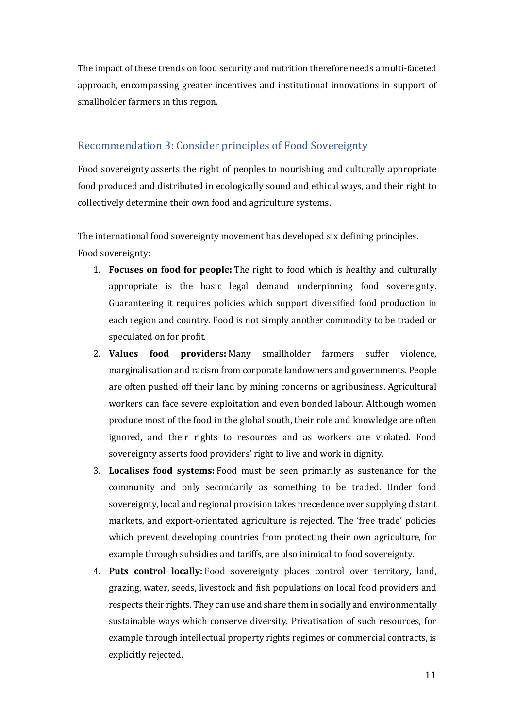The impact of these trends on food security and nutrition therefore needs a multi-faceted approach, encompassing greater incentives and institutional innovations in support of smallholder farmers in this region.

## Recommendation 3: Consider principles of Food Sovereignty

Food sovereignty asserts the right of peoples to nourishing and culturally appropriate food produced and distributed in ecologically sound and ethical ways, and their right to collectively determine their own food and agriculture systems.

The international food sovereignty movement has developed six defining principles. Food sovereignty:

1. **Focuses on food for people:** The right to food which is healthy and culturally appropriate is the basic legal demand underpinning food sovereignty. Guaranteeing it requires policies which support diversified food production in each region and country. Food is not simply another commodity to be traded or speculated on for profit.
2. **Values food providers:** Many smallholder farmers suffer violence, marginalisation and racism from corporate landowners and governments. People are often pushed off their land by mining concerns or agribusiness. Agricultural workers can face severe exploitation and even bonded labour. Although women produce most of the food in the global south, their role and knowledge are often ignored, and their rights to resources and as workers are violated. Food sovereignty asserts food providers' right to live and work in dignity.
3. **Localises food systems:** Food must be seen primarily as sustenance for the community and only secondarily as something to be traded. Under food sovereignty, local and regional provision takes precedence over supplying distant markets, and export-orientated agriculture is rejected. The 'free trade' policies which prevent developing countries from protecting their own agriculture, for example through subsidies and tariffs, are also inimical to food sovereignty.
4. **Puts control locally:** Food sovereignty places control over territory, land, grazing, water, seeds, livestock and fish populations on local food providers and respects their rights. They can use and share them in socially and environmentally sustainable ways which conserve diversity. Privatisation of such resources, for example through intellectual property rights regimes or commercial contracts, is explicitly rejected.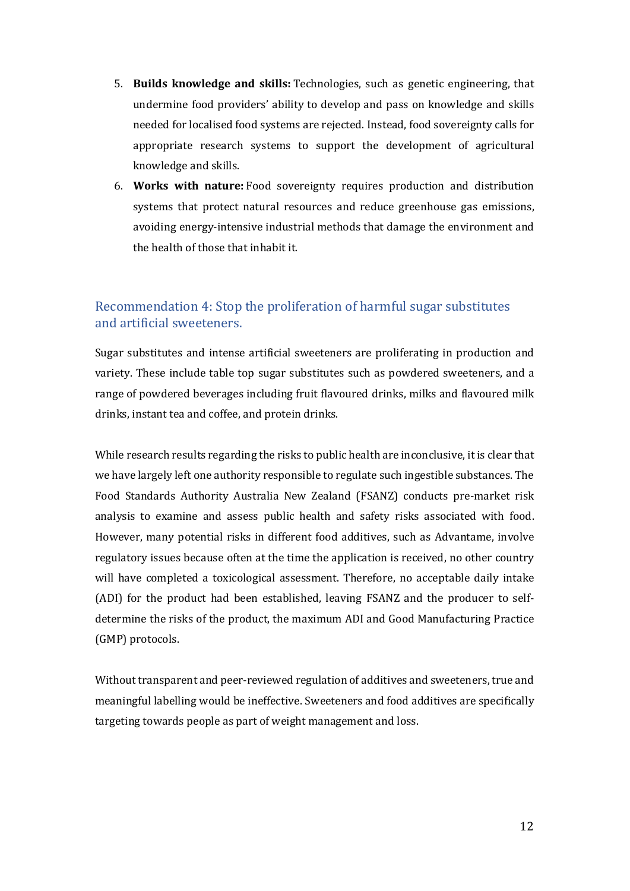5. **Builds knowledge and skills:** Technologies, such as genetic engineering, that undermine food providers' ability to develop and pass on knowledge and skills needed for localised food systems are rejected. Instead, food sovereignty calls for appropriate research systems to support the development of agricultural knowledge and skills.
6. **Works with nature:** Food sovereignty requires production and distribution systems that protect natural resources and reduce greenhouse gas emissions, avoiding energy-intensive industrial methods that damage the environment and the health of those that inhabit it.

## Recommendation 4: Stop the proliferation of harmful sugar substitutes and artificial sweeteners.

Sugar substitutes and intense artificial sweeteners are proliferating in production and variety. These include table top sugar substitutes such as powdered sweeteners, and a range of powdered beverages including fruit flavoured drinks, milks and flavoured milk drinks, instant tea and coffee, and protein drinks.

While research results regarding the risks to public health are inconclusive, it is clear that we have largely left one authority responsible to regulate such ingestible substances. The Food Standards Authority Australia New Zealand (FSANZ) conducts pre-market risk analysis to examine and assess public health and safety risks associated with food. However, many potential risks in different food additives, such as Advantame, involve regulatory issues because often at the time the application is received, no other country will have completed a toxicological assessment. Therefore, no acceptable daily intake (ADI) for the product had been established, leaving FSANZ and the producer to self-determine the risks of the product, the maximum ADI and Good Manufacturing Practice (GMP) protocols.

Without transparent and peer-reviewed regulation of additives and sweeteners, true and meaningful labelling would be ineffective. Sweeteners and food additives are specifically targeting towards people as part of weight management and loss.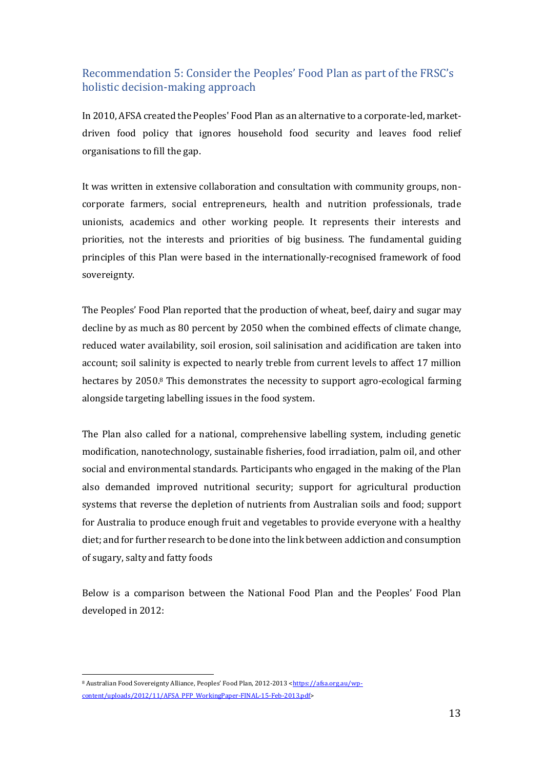## Recommendation 5: Consider the Peoples' Food Plan as part of the FRSC's holistic decision-making approach

In 2010, AFSA created the Peoples' Food Plan as an alternative to a corporate-led, market-driven food policy that ignores household food security and leaves food relief organisations to fill the gap.

It was written in extensive collaboration and consultation with community groups, non-corporate farmers, social entrepreneurs, health and nutrition professionals, trade unionists, academics and other working people. It represents their interests and priorities, not the interests and priorities of big business. The fundamental guiding principles of this Plan were based in the internationally-recognised framework of food sovereignty.

The Peoples' Food Plan reported that the production of wheat, beef, dairy and sugar may decline by as much as 80 percent by 2050 when the combined effects of climate change, reduced water availability, soil erosion, soil salinisation and acidification are taken into account; soil salinity is expected to nearly treble from current levels to affect 17 million hectares by 2050.[8] This demonstrates the necessity to support agro-ecological farming alongside targeting labelling issues in the food system.

The Plan also called for a national, comprehensive labelling system, including genetic modification, nanotechnology, sustainable fisheries, food irradiation, palm oil, and other social and environmental standards. Participants who engaged in the making of the Plan also demanded improved nutritional security; support for agricultural production systems that reverse the depletion of nutrients from Australian soils and food; support for Australia to produce enough fruit and vegetables to provide everyone with a healthy diet; and for further research to be done into the link between addiction and consumption of sugary, salty and fatty foods

Below is a comparison between the National Food Plan and the Peoples' Food Plan developed in 2012:

---

[8] Australian Food Sovereignty Alliance, Peoples' Food Plan, 2012-2013 <https://afsa.org.au/wp-content/uploads/2012/11/AFSA_PFP_WorkingPaper-FINAL-15-Feb-2013.pdf>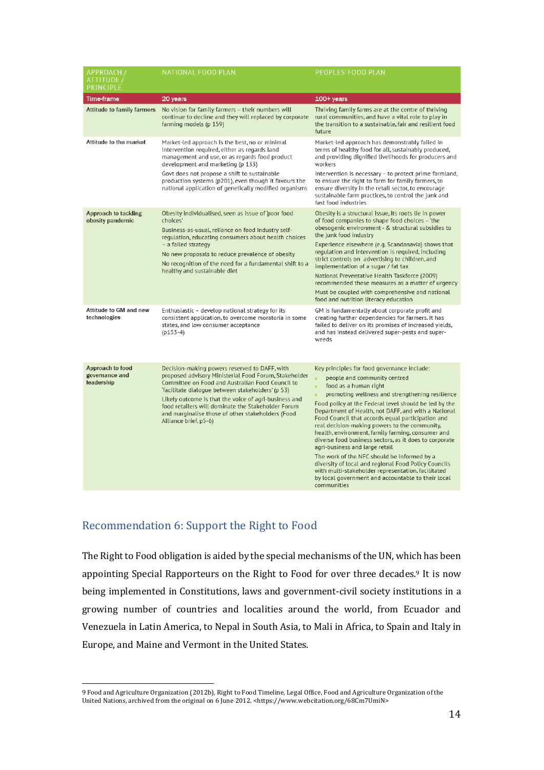| APPROACH / ATTITUDE / PRINCIPLE | NATIONAL FOOD PLAN | PEOPLES' FOOD PLAN |
|---|---|---|
| **Time-frame** | **20 years** | **100+ years** |
| **Attitude to family farmers** | No vision for family farmers – their numbers will continue to decline and they will replaced by corporate farming models (p 159) | Thriving family farms are at the centre of thriving rural communities, and have a vital role to play in the transition to a sustainable, fair and resilient food future |
| **Attitude to the market** | Market-led approach is the best, no or minimal intervention required, either as regards land management and use, or as regards food product development and marketing (p 133)<br>Govt does not propose a shift to sustainable production systems (p201), even though it favours the national application of genetically modified organisms | Market-led approach has demonstrably failed in terms of healthy food for all, sustainably produced, and providing dignified livelihoods for producers and workers<br>Intervention is necessary – to protect prime farmland, to ensure the right to farm for family farmers, to ensure diversity in the retail sector, to encourage sustainable farm practices, to control the junk and fast food industries |
| **Approach to tackling obesity pandemic** | Obesity individualised, seen as issue of 'poor food choices'<br>Business-as-usual, reliance on food industry self-regulation, educating consumers about health choices – a failed strategy<br>No new proposals to reduce prevalence of obesity<br>No recognition of the need for a fundamental shift to a healthy and sustainable diet | Obesity is a structural issue, its roots lie in power of food companies to shape food choices – 'the obesogenic environment - & structural subsidies to the junk food industry<br>Experience elsewhere (e.g. Scandanavia) shows that regulation and intervention is required, including strict controls on advertising to children, and implementation of a sugar / fat tax<br>National Preventative Health Taskforce (2009) recommended these measures as a matter of urgency<br>Must be coupled with comprehensive and national food and nutrition literacy education |
| **Attitude to GM and new technologies** | Enthusiastic – develop national strategy for its consistent application, to overcome moratoria in some states, and low consumer acceptance (p153-4) | GM is fundamentally about corporate profit and creating further dependencies for farmers. It has failed to deliver on its promises of increased yields, and has instead delivered super-pests and super-weeds |
| **Approach to food governance and leadership** | Decision-making powers reserved to DAFF, with proposed advisory Ministerial Food Forum, Stakeholder Committee on Food and Australian Food Council to 'facilitate dialogue between stakeholders' (p 53)<br>Likely outcome is that the voice of agri-business and food retailers will dominate the Stakeholder Forum and marginalise those of other stakeholders (Food Alliance brief, p5-6) | Key principles for food governance include:<br>▪ people and community centred<br>▪ food as a human right<br>▪ promoting wellness and strengthening resilience<br>Food policy at the Federal level should be led by the Department of Health, not DAFF, and with a National Food Council that accords equal participation and real decision-making powers to the community, health, environment, family farming, consumer and diverse food business sectors, as it does to corporate agri-business and large retail<br>The work of the NFC should be informed by a diversity of local and regional Food Policy Councils with multi-stakeholder representation, facilitated by local government and accountable to their local communities |

## Recommendation 6: Support the Right to Food

The Right to Food obligation is aided by the special mechanisms of the UN, which has been appointing Special Rapporteurs on the Right to Food for over three decades.[9] It is now being implemented in Constitutions, laws and government-civil society institutions in a growing number of countries and localities around the world, from Ecuador and Venezuela in Latin America, to Nepal in South Asia, to Mali in Africa, to Spain and Italy in Europe, and Maine and Vermont in the United States.

9 Food and Agriculture Organization (2012b), Right to Food Timeline, Legal Office, Food and Agriculture Organization of the United Nations, archived from the original on 6 June 2012. <https://www.webcitation.org/68Cm7UmiN>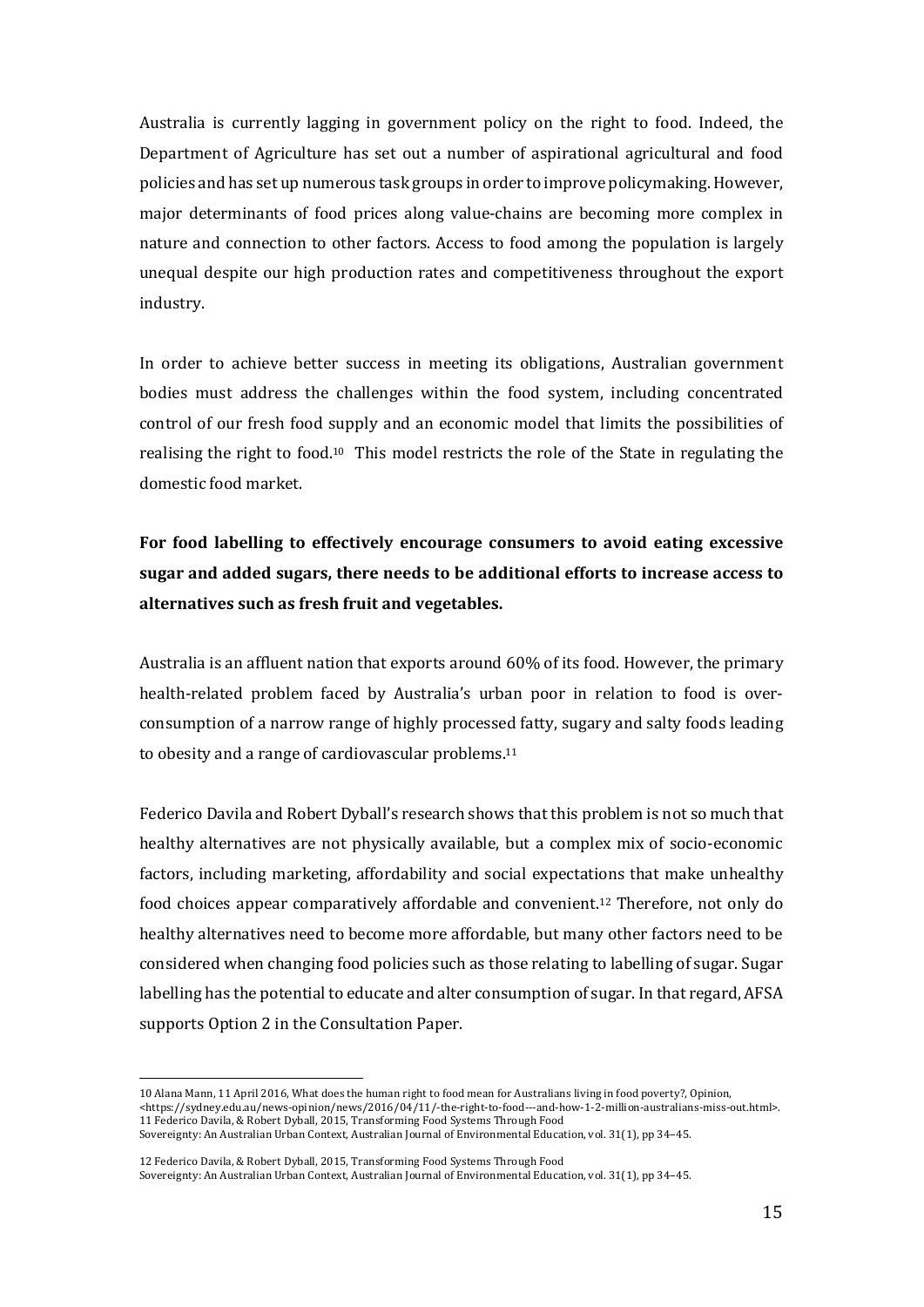Australia is currently lagging in government policy on the right to food. Indeed, the Department of Agriculture has set out a number of aspirational agricultural and food policies and has set up numerous task groups in order to improve policymaking. However, major determinants of food prices along value-chains are becoming more complex in nature and connection to other factors. Access to food among the population is largely unequal despite our high production rates and competitiveness throughout the export industry.

In order to achieve better success in meeting its obligations, Australian government bodies must address the challenges within the food system, including concentrated control of our fresh food supply and an economic model that limits the possibilities of realising the right to food.[10] This model restricts the role of the State in regulating the domestic food market.

**For food labelling to effectively encourage consumers to avoid eating excessive sugar and added sugars, there needs to be additional efforts to increase access to alternatives such as fresh fruit and vegetables.**

Australia is an affluent nation that exports around 60% of its food. However, the primary health-related problem faced by Australia's urban poor in relation to food is over-consumption of a narrow range of highly processed fatty, sugary and salty foods leading to obesity and a range of cardiovascular problems.[11]

Federico Davila and Robert Dyball's research shows that this problem is not so much that healthy alternatives are not physically available, but a complex mix of socio-economic factors, including marketing, affordability and social expectations that make unhealthy food choices appear comparatively affordable and convenient.[12] Therefore, not only do healthy alternatives need to become more affordable, but many other factors need to be considered when changing food policies such as those relating to labelling of sugar. Sugar labelling has the potential to educate and alter consumption of sugar. In that regard, AFSA supports Option 2 in the Consultation Paper.

---

10 Alana Mann, 11 April 2016, What does the human right to food mean for Australians living in food poverty?, Opinion, <https://sydney.edu.au/news-opinion/news/2016/04/11/-the-right-to-food---and-how-1-2-million-australians-miss-out.html>.

11 Federico Davila, & Robert Dyball, 2015, Transforming Food Systems Through Food Sovereignty: An Australian Urban Context, Australian Journal of Environmental Education, vol. 31(1), pp 34–45.

12 Federico Davila, & Robert Dyball, 2015, Transforming Food Systems Through Food Sovereignty: An Australian Urban Context, Australian Journal of Environmental Education, vol. 31(1), pp 34–45.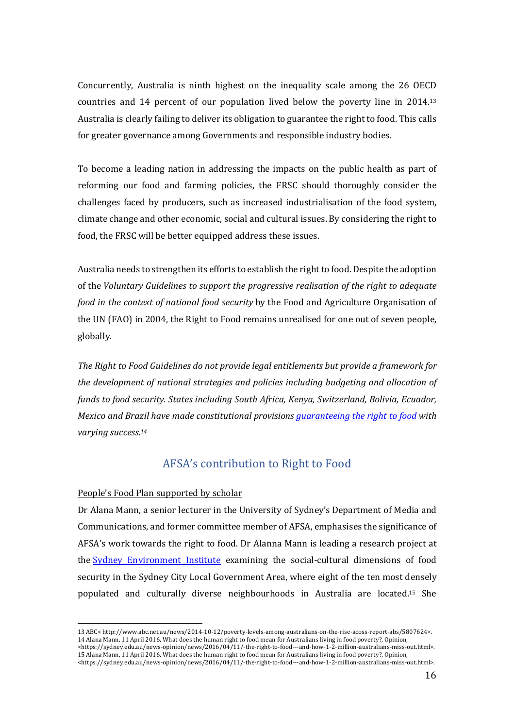Concurrently, Australia is ninth highest on the inequality scale among the 26 OECD countries and 14 percent of our population lived below the poverty line in 2014.[13] Australia is clearly failing to deliver its obligation to guarantee the right to food. This calls for greater governance among Governments and responsible industry bodies.

To become a leading nation in addressing the impacts on the public health as part of reforming our food and farming policies, the FRSC should thoroughly consider the challenges faced by producers, such as increased industrialisation of the food system, climate change and other economic, social and cultural issues. By considering the right to food, the FRSC will be better equipped address these issues.

Australia needs to strengthen its efforts to establish the right to food. Despite the adoption of the *Voluntary Guidelines to support the progressive realisation of the right to adequate food in the context of national food security* by the Food and Agriculture Organisation of the UN (FAO) in 2004, the Right to Food remains unrealised for one out of seven people, globally.

*The Right to Food Guidelines do not provide legal entitlements but provide a framework for the development of national strategies and policies including budgeting and allocation of funds to food security. States including South Africa, Kenya, Switzerland, Bolivia, Ecuador, Mexico and Brazil have made constitutional provisions guaranteeing the right to food with varying success.*[14]

## AFSA's contribution to Right to Food

People's Food Plan supported by scholar

Dr Alana Mann, a senior lecturer in the University of Sydney's Department of Media and Communications, and former committee member of AFSA, emphasises the significance of AFSA's work towards the right to food. Dr Alanna Mann is leading a research project at the Sydney Environment Institute examining the social-cultural dimensions of food security in the Sydney City Local Government Area, where eight of the ten most densely populated and culturally diverse neighbourhoods in Australia are located.[15] She

---

13 ABC< http://www.abc.net.au/news/2014-10-12/poverty-levels-among-australians-on-the-rise-acoss-report-abs/5807624>.
14 Alana Mann, 11 April 2016, What does the human right to food mean for Australians living in food poverty?, Opinion, <https://sydney.edu.au/news-opinion/news/2016/04/11/-the-right-to-food---and-how-1-2-million-australians-miss-out.html>.
15 Alana Mann, 11 April 2016, What does the human right to food mean for Australians living in food poverty?, Opinion, <https://sydney.edu.au/news-opinion/news/2016/04/11/-the-right-to-food---and-how-1-2-million-australians-miss-out.html>.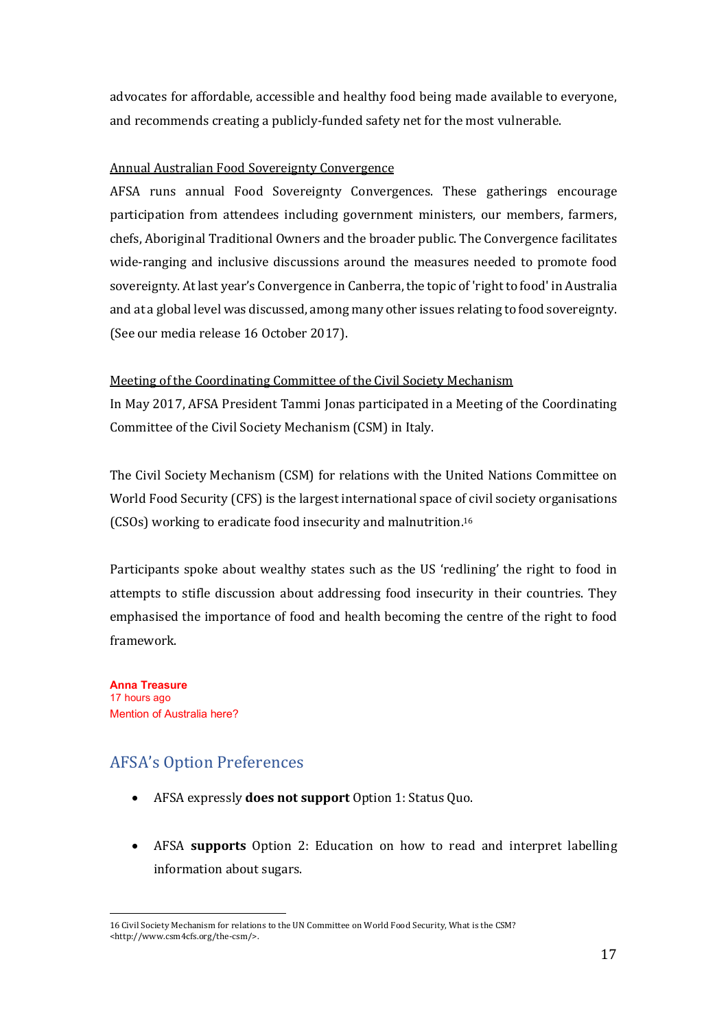advocates for affordable, accessible and healthy food being made available to everyone, and recommends creating a publicly-funded safety net for the most vulnerable.

Annual Australian Food Sovereignty Convergence

AFSA runs annual Food Sovereignty Convergences. These gatherings encourage participation from attendees including government ministers, our members, farmers, chefs, Aboriginal Traditional Owners and the broader public. The Convergence facilitates wide-ranging and inclusive discussions around the measures needed to promote food sovereignty. At last year's Convergence in Canberra, the topic of 'right to food' in Australia and at a global level was discussed, among many other issues relating to food sovereignty. (See our media release 16 October 2017).

Meeting of the Coordinating Committee of the Civil Society Mechanism

In May 2017, AFSA President Tammi Jonas participated in a Meeting of the Coordinating Committee of the Civil Society Mechanism (CSM) in Italy.

The Civil Society Mechanism (CSM) for relations with the United Nations Committee on World Food Security (CFS) is the largest international space of civil society organisations (CSOs) working to eradicate food insecurity and malnutrition.[16]

Participants spoke about wealthy states such as the US 'redlining' the right to food in attempts to stifle discussion about addressing food insecurity in their countries. They emphasised the importance of food and health becoming the centre of the right to food framework.

**Anna Treasure**
17 hours ago
Mention of Australia here?

## AFSA's Option Preferences

- AFSA expressly **does not support** Option 1: Status Quo.
- AFSA **supports** Option 2: Education on how to read and interpret labelling information about sugars.

16 Civil Society Mechanism for relations to the UN Committee on World Food Security, What is the CSM? <http://www.csm4cfs.org/the-csm/>.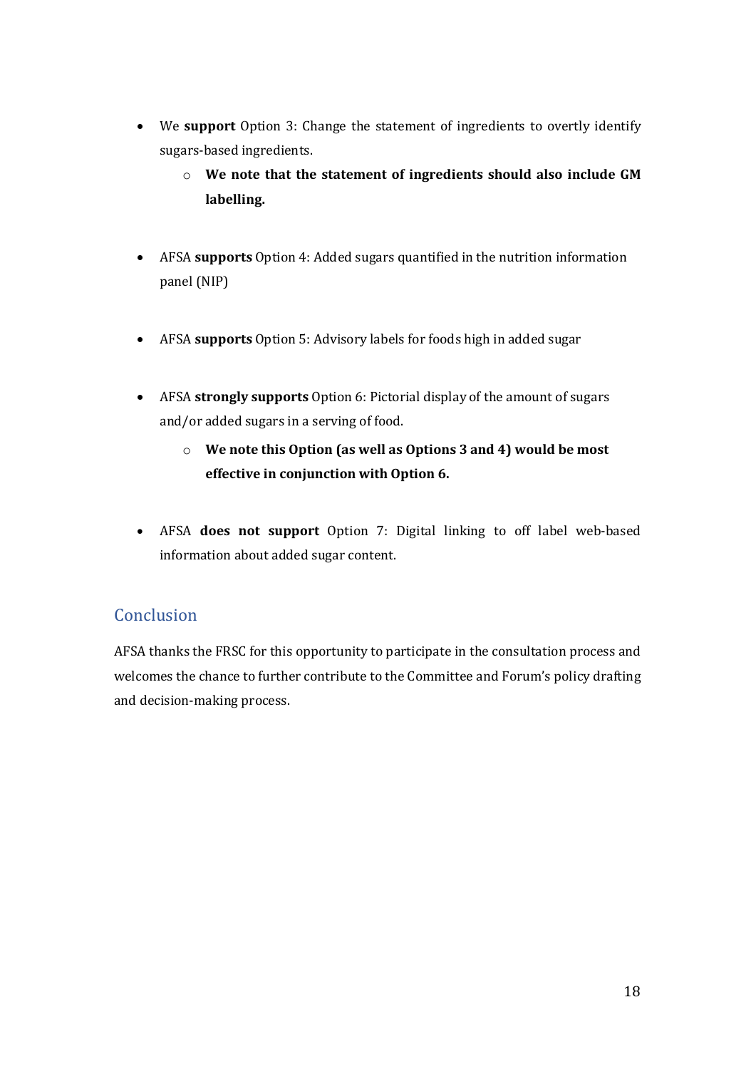- We **support** Option 3: Change the statement of ingredients to overtly identify sugars-based ingredients.
    - **We note that the statement of ingredients should also include GM labelling.**

- AFSA **supports** Option 4: Added sugars quantified in the nutrition information panel (NIP)

- AFSA **supports** Option 5: Advisory labels for foods high in added sugar

- AFSA **strongly supports** Option 6: Pictorial display of the amount of sugars and/or added sugars in a serving of food.
    - **We note this Option (as well as Options 3 and 4) would be most effective in conjunction with Option 6.**

- AFSA **does not support** Option 7: Digital linking to off label web-based information about added sugar content.

## Conclusion

AFSA thanks the FRSC for this opportunity to participate in the consultation process and welcomes the chance to further contribute to the Committee and Forum's policy drafting and decision-making process.